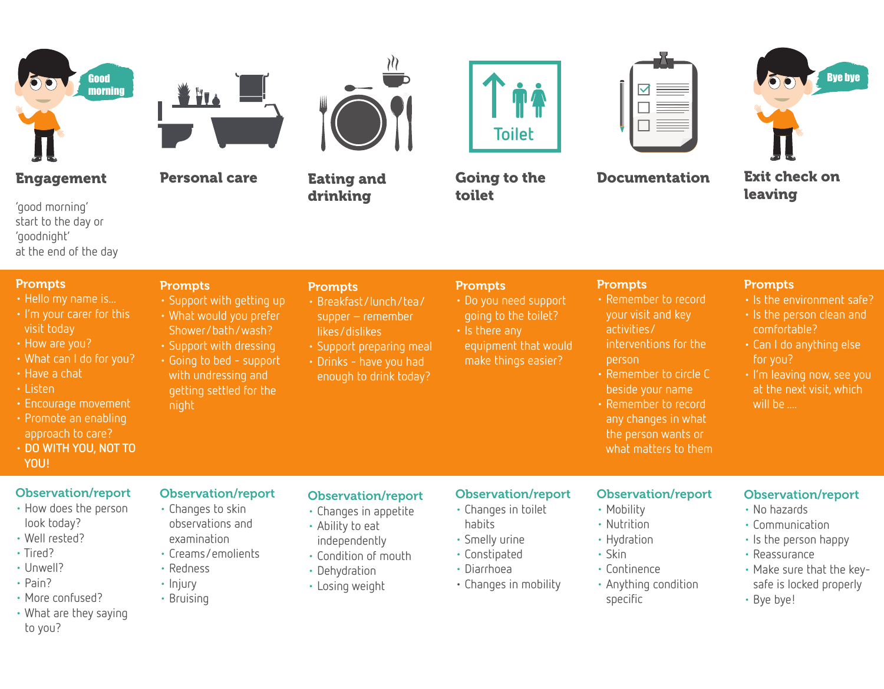## Engagement

'good morning' start to the day or 'goodnight' at the end of the day

### Prompts

- Hello my name is...
- I'm your carer for this visit today
- How are you?
- What can I do for you?
- Have a chat
- Listen
- Encourage movement
- Promote an enabling approach to care?
- DO WITH YOU, NOT TO YOU!

### Observation/report

- How does the person look today?
- Well rested?
- Tired?
- Unwell?
- Pain?
- More confused?
- What are they saying to you?

## Personal care

### Prompts

- Support with getting up
- What would you prefer Shower/bath/wash?
- Support with dressing
- Going to bed – support with undressing and getting settled for the night

### Observation/report

- Changes to skin observations and examination
- Creams/emolients
- Redness
- Injury
- Bruising

## Eating and drinking

### Prompts

- Breakfast/lunch/tea/supper – remember likes/dislikes
- Support preparing meal
- Drinks – have you had enough to drink today?

### Observation/report

- Changes in appetite
- Ability to eat independently
- Condition of mouth
- Dehydration
- Losing weight

## Going to the toilet

### Prompts

- Do you need support going to the toilet?
- Is there any equipment that would make things easier?

### Observation/report

- Changes in toilet habits
- Smelly urine
- Constipated
- Diarrhoea
- Changes in mobility

## Documentation

### Prompts

- Remember to record your visit and key activities/interventions for the person
- Remember to circle C beside your name
- Remember to record any changes in what the person wants or what matters to them

### Observation/report

- Mobility
- Nutrition
- Hydration
- Skin
- Continence
- Anything condition specific

## Exit check on leaving

### Prompts

- Is the environment safe?
- Is the person clean and comfortable?
- Can I do anything else for you?
- I'm leaving now, see you at the next visit, which will be ....

### Observation/report

- No hazards
- Communication
- Is the person happy
- Reassurance
- Make sure that the key-safe is locked properly
- Bye bye!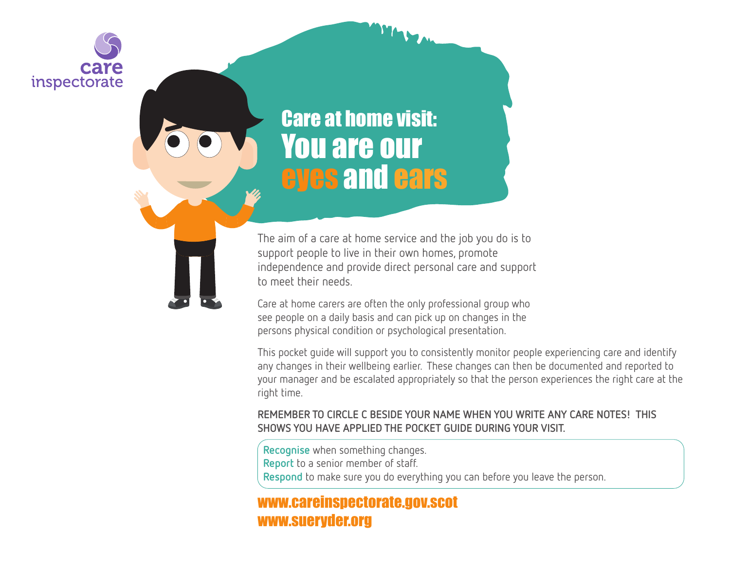care inspectorate

# Care at home visit: You are our eyes and ears

The aim of a care at home service and the job you do is to support people to live in their own homes, promote independence and provide direct personal care and support to meet their needs.

Care at home carers are often the only professional group who see people on a daily basis and can pick up on changes in the persons physical condition or psychological presentation.

This pocket guide will support you to consistently monitor people experiencing care and identify any changes in their wellbeing earlier. These changes can then be documented and reported to your manager and be escalated appropriately so that the person experiences the right care at the right time.

**REMEMBER TO CIRCLE C BESIDE YOUR NAME WHEN YOU WRITE ANY CARE NOTES! THIS SHOWS YOU HAVE APPLIED THE POCKET GUIDE DURING YOUR VISIT.**

**Recognise** when something changes.
**Report** to a senior member of staff.
**Respond** to make sure you do everything you can before you leave the person.

www.careinspectorate.gov.scot
www.sueryder.org